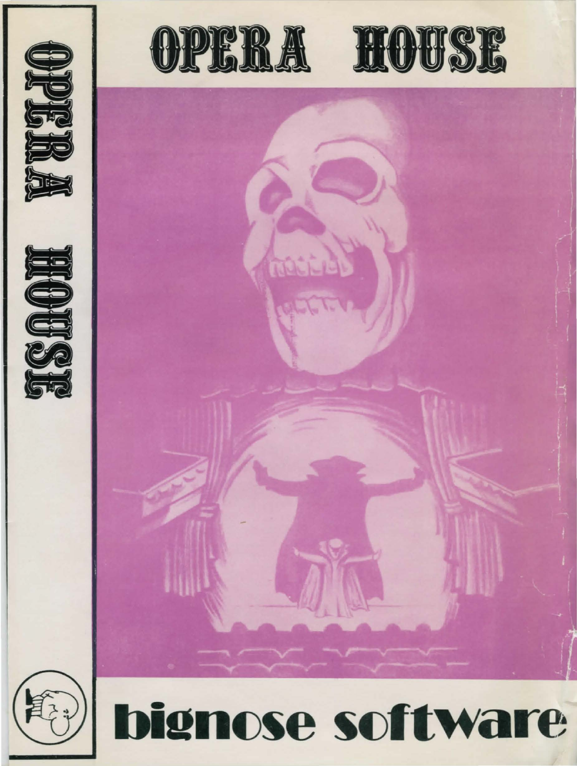# OPERA HOUSE

OPERA HOUSE

**bignose software**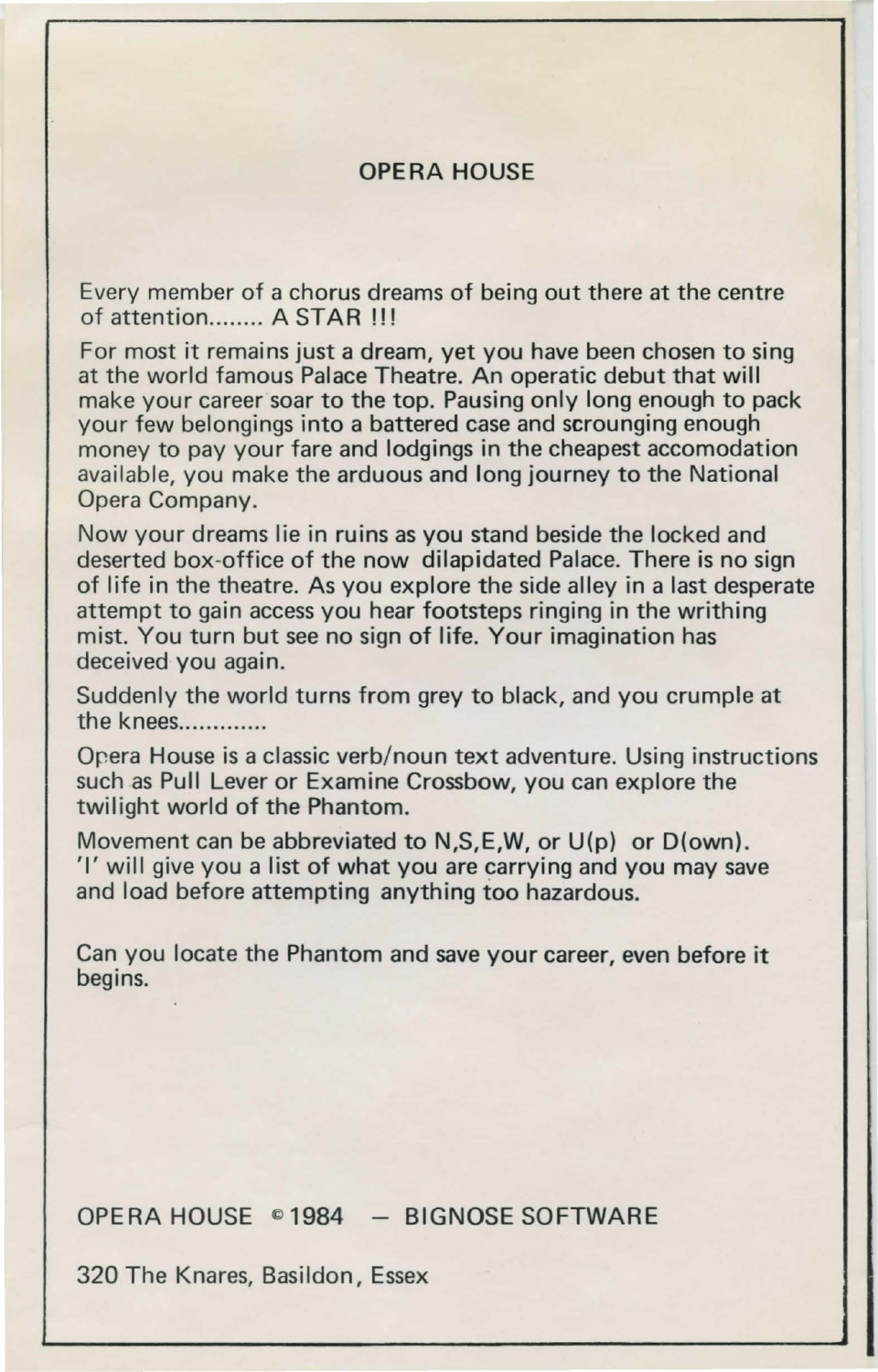# OPERA HOUSE

Every member of a chorus dreams of being out there at the centre of attention........ A STAR !!!

For most it remains just a dream, yet you have been chosen to sing at the world famous Palace Theatre. An operatic debut that will make your career soar to the top. Pausing only long enough to pack your few belongings into a battered case and scrounging enough money to pay your fare and lodgings in the cheapest accomodation available, you make the arduous and long journey to the National Opera Company.

Now your dreams lie in ruins as you stand beside the locked and deserted box-office of the now dilapidated Palace. There is no sign of life in the theatre. As you explore the side alley in a last desperate attempt to gain access you hear footsteps ringing in the writhing mist. You turn but see no sign of life. Your imagination has deceived you again.

Suddenly the world turns from grey to black, and you crumple at the knees............

Opera House is a classic verb/noun text adventure. Using instructions such as Pull Lever or Examine Crossbow, you can explore the twilight world of the Phantom.

Movement can be abbreviated to N,S,E,W, or U(p) or D(own). 'I' will give you a list of what you are carrying and you may save and load before attempting anything too hazardous.

Can you locate the Phantom and save your career, even before it begins.

OPERA HOUSE © 1984 – BIGNOSE SOFTWARE

320 The Knares, Basildon, Essex